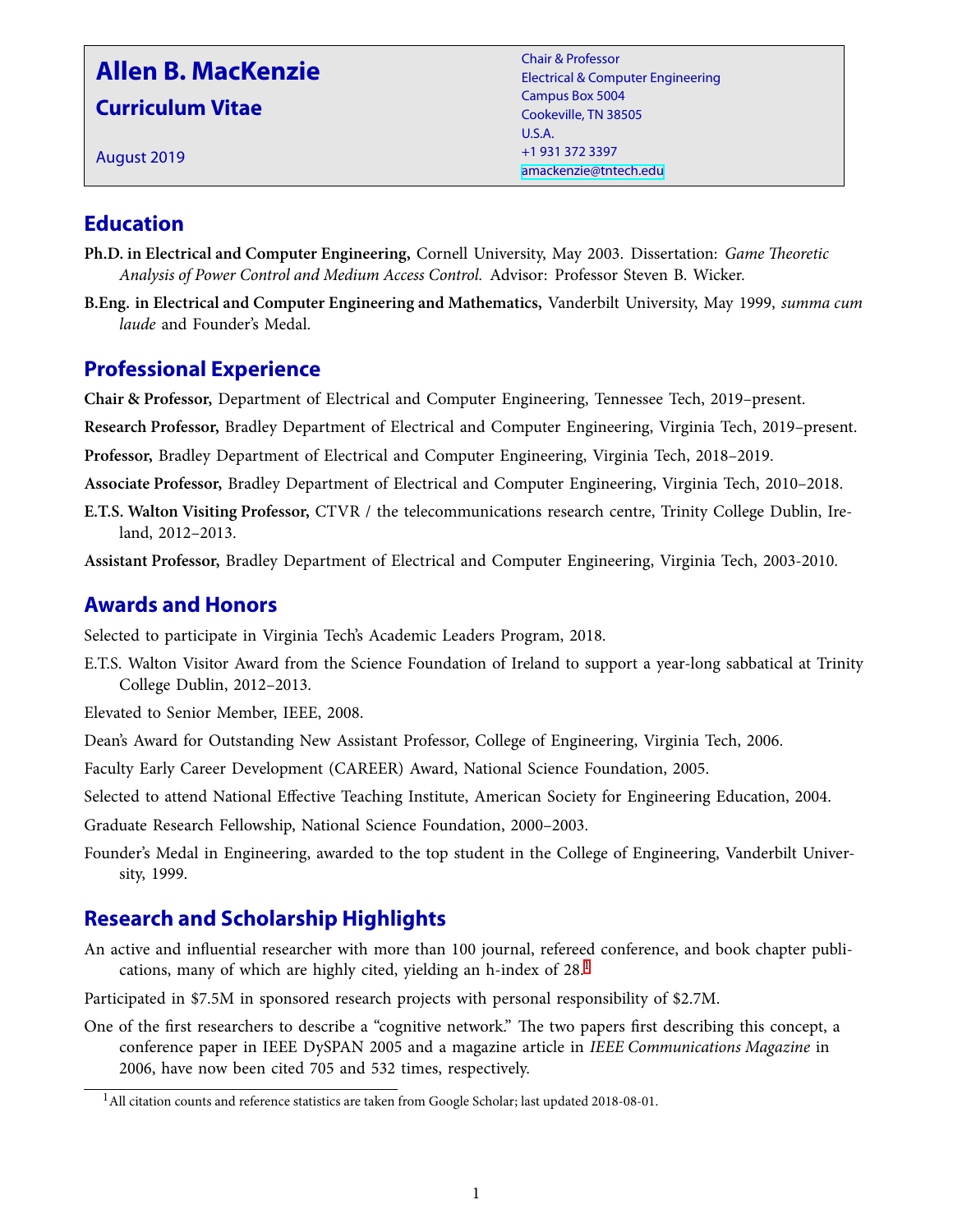# Allen B. MacKenzie

## Curriculum Vitae

August 2019

Chair & Professor
Electrical & Computer Engineering
Campus Box 5004
Cookeville, TN 38505
U.S.A.
+1 931 372 3397
amackenzie@tntech.edu

## Education

**Ph.D. in Electrical and Computer Engineering,** Cornell University, May 2003. Dissertation: *Game Theoretic Analysis of Power Control and Medium Access Control.* Advisor: Professor Steven B. Wicker.

**B.Eng. in Electrical and Computer Engineering and Mathematics,** Vanderbilt University, May 1999, *summa cum laude* and Founder's Medal.

## Professional Experience

**Chair & Professor,** Department of Electrical and Computer Engineering, Tennessee Tech, 2019–present.

**Research Professor,** Bradley Department of Electrical and Computer Engineering, Virginia Tech, 2019–present.

**Professor,** Bradley Department of Electrical and Computer Engineering, Virginia Tech, 2018–2019.

**Associate Professor,** Bradley Department of Electrical and Computer Engineering, Virginia Tech, 2010–2018.

**E.T.S. Walton Visiting Professor,** CTVR / the telecommunications research centre, Trinity College Dublin, Ireland, 2012–2013.

**Assistant Professor,** Bradley Department of Electrical and Computer Engineering, Virginia Tech, 2003-2010.

## Awards and Honors

Selected to participate in Virginia Tech's Academic Leaders Program, 2018.

E.T.S. Walton Visitor Award from the Science Foundation of Ireland to support a year-long sabbatical at Trinity College Dublin, 2012–2013.

Elevated to Senior Member, IEEE, 2008.

Dean's Award for Outstanding New Assistant Professor, College of Engineering, Virginia Tech, 2006.

Faculty Early Career Development (CAREER) Award, National Science Foundation, 2005.

Selected to attend National Effective Teaching Institute, American Society for Engineering Education, 2004.

Graduate Research Fellowship, National Science Foundation, 2000–2003.

Founder's Medal in Engineering, awarded to the top student in the College of Engineering, Vanderbilt University, 1999.

## Research and Scholarship Highlights

An active and influential researcher with more than 100 journal, refereed conference, and book chapter publications, many of which are highly cited, yielding an h-index of 28.[1]

Participated in $7.5M in sponsored research projects with personal responsibility of $2.7M.

One of the first researchers to describe a "cognitive network." The two papers first describing this concept, a conference paper in IEEE DySPAN 2005 and a magazine article in *IEEE Communications Magazine* in 2006, have now been cited 705 and 532 times, respectively.

[1] All citation counts and reference statistics are taken from Google Scholar; last updated 2018-08-01.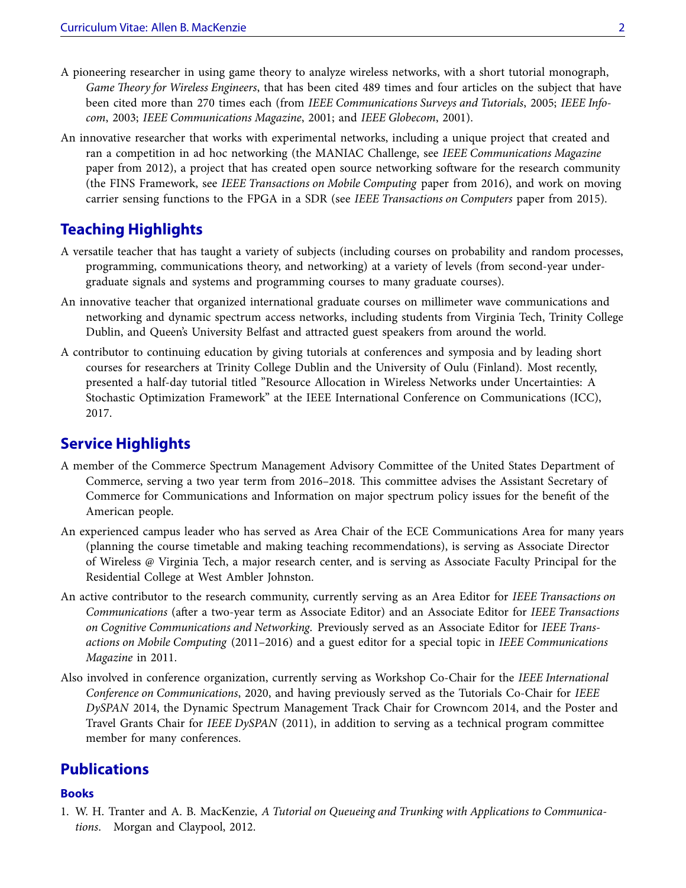A pioneering researcher in using game theory to analyze wireless networks, with a short tutorial monograph, *Game Theory for Wireless Engineers*, that has been cited 489 times and four articles on the subject that have been cited more than 270 times each (from *IEEE Communications Surveys and Tutorials*, 2005; *IEEE Infocom*, 2003; *IEEE Communications Magazine*, 2001; and *IEEE Globecom*, 2001).

An innovative researcher that works with experimental networks, including a unique project that created and ran a competition in ad hoc networking (the MANIAC Challenge, see *IEEE Communications Magazine* paper from 2012), a project that has created open source networking software for the research community (the FINS Framework, see *IEEE Transactions on Mobile Computing* paper from 2016), and work on moving carrier sensing functions to the FPGA in a SDR (see *IEEE Transactions on Computers* paper from 2015).

## Teaching Highlights

A versatile teacher that has taught a variety of subjects (including courses on probability and random processes, programming, communications theory, and networking) at a variety of levels (from second-year undergraduate signals and systems and programming courses to many graduate courses).

An innovative teacher that organized international graduate courses on millimeter wave communications and networking and dynamic spectrum access networks, including students from Virginia Tech, Trinity College Dublin, and Queen's University Belfast and attracted guest speakers from around the world.

A contributor to continuing education by giving tutorials at conferences and symposia and by leading short courses for researchers at Trinity College Dublin and the University of Oulu (Finland). Most recently, presented a half-day tutorial titled "Resource Allocation in Wireless Networks under Uncertainties: A Stochastic Optimization Framework" at the IEEE International Conference on Communications (ICC), 2017.

## Service Highlights

A member of the Commerce Spectrum Management Advisory Committee of the United States Department of Commerce, serving a two year term from 2016–2018. This committee advises the Assistant Secretary of Commerce for Communications and Information on major spectrum policy issues for the benefit of the American people.

An experienced campus leader who has served as Area Chair of the ECE Communications Area for many years (planning the course timetable and making teaching recommendations), is serving as Associate Director of Wireless @ Virginia Tech, a major research center, and is serving as Associate Faculty Principal for the Residential College at West Ambler Johnston.

An active contributor to the research community, currently serving as an Area Editor for *IEEE Transactions on Communications* (after a two-year term as Associate Editor) and an Associate Editor for *IEEE Transactions on Cognitive Communications and Networking*. Previously served as an Associate Editor for *IEEE Transactions on Mobile Computing* (2011–2016) and a guest editor for a special topic in *IEEE Communications Magazine* in 2011.

Also involved in conference organization, currently serving as Workshop Co-Chair for the *IEEE International Conference on Communications*, 2020, and having previously served as the Tutorials Co-Chair for *IEEE DySPAN* 2014, the Dynamic Spectrum Management Track Chair for Crowncom 2014, and the Poster and Travel Grants Chair for *IEEE DySPAN* (2011), in addition to serving as a technical program committee member for many conferences.

## Publications

### Books

1. W. H. Tranter and A. B. MacKenzie, *A Tutorial on Queueing and Trunking with Applications to Communications*. Morgan and Claypool, 2012.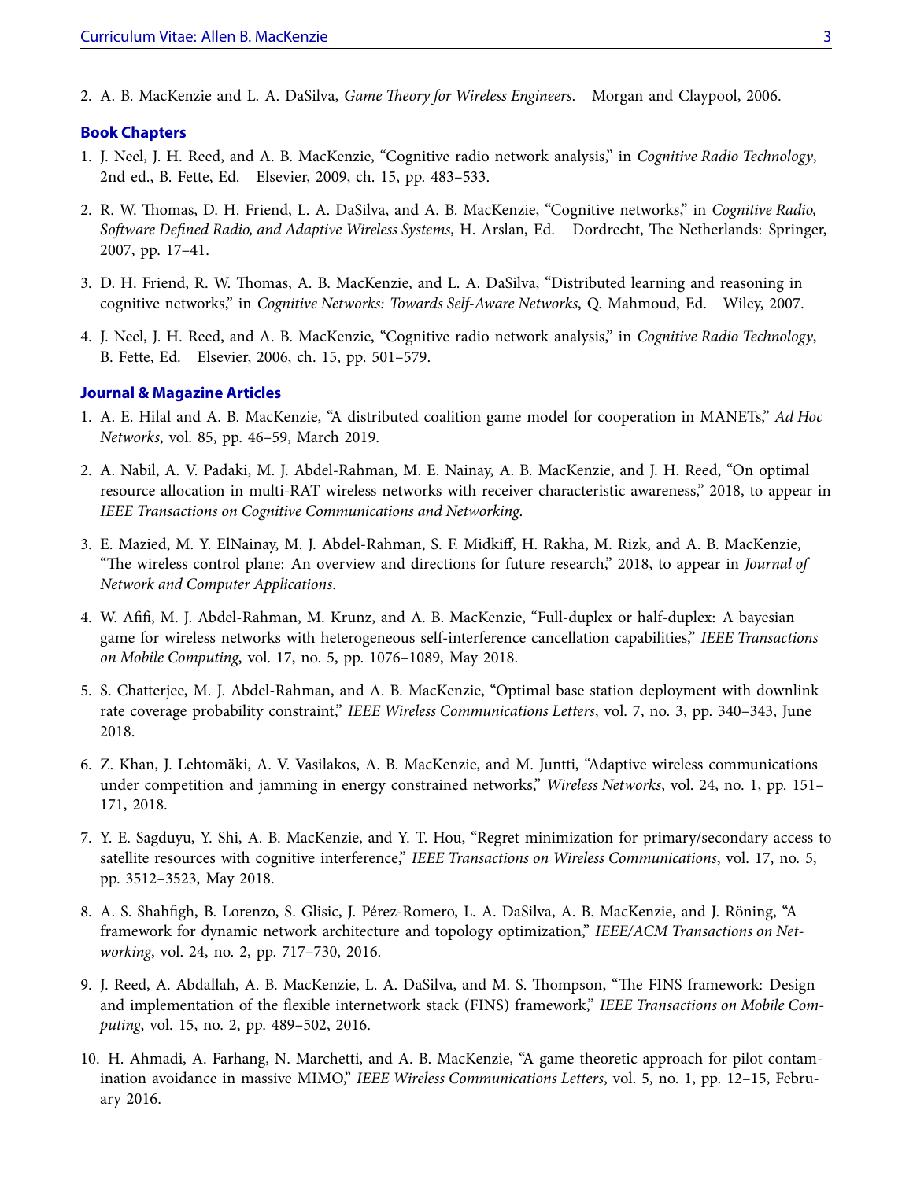2. A. B. MacKenzie and L. A. DaSilva, *Game Theory for Wireless Engineers*. Morgan and Claypool, 2006.

### Book Chapters

1. J. Neel, J. H. Reed, and A. B. MacKenzie, "Cognitive radio network analysis," in *Cognitive Radio Technology*, 2nd ed., B. Fette, Ed. Elsevier, 2009, ch. 15, pp. 483–533.

2. R. W. Thomas, D. H. Friend, L. A. DaSilva, and A. B. MacKenzie, "Cognitive networks," in *Cognitive Radio, Software Defined Radio, and Adaptive Wireless Systems*, H. Arslan, Ed. Dordrecht, The Netherlands: Springer, 2007, pp. 17–41.

3. D. H. Friend, R. W. Thomas, A. B. MacKenzie, and L. A. DaSilva, "Distributed learning and reasoning in cognitive networks," in *Cognitive Networks: Towards Self-Aware Networks*, Q. Mahmoud, Ed. Wiley, 2007.

4. J. Neel, J. H. Reed, and A. B. MacKenzie, "Cognitive radio network analysis," in *Cognitive Radio Technology*, B. Fette, Ed. Elsevier, 2006, ch. 15, pp. 501–579.

### Journal & Magazine Articles

1. A. E. Hilal and A. B. MacKenzie, "A distributed coalition game model for cooperation in MANETs," *Ad Hoc Networks*, vol. 85, pp. 46–59, March 2019.

2. A. Nabil, A. V. Padaki, M. J. Abdel-Rahman, M. E. Nainay, A. B. MacKenzie, and J. H. Reed, "On optimal resource allocation in multi-RAT wireless networks with receiver characteristic awareness," 2018, to appear in *IEEE Transactions on Cognitive Communications and Networking*.

3. E. Mazied, M. Y. ElNainay, M. J. Abdel-Rahman, S. F. Midkiff, H. Rakha, M. Rizk, and A. B. MacKenzie, "The wireless control plane: An overview and directions for future research," 2018, to appear in *Journal of Network and Computer Applications*.

4. W. Afifi, M. J. Abdel-Rahman, M. Krunz, and A. B. MacKenzie, "Full-duplex or half-duplex: A bayesian game for wireless networks with heterogeneous self-interference cancellation capabilities," *IEEE Transactions on Mobile Computing*, vol. 17, no. 5, pp. 1076–1089, May 2018.

5. S. Chatterjee, M. J. Abdel-Rahman, and A. B. MacKenzie, "Optimal base station deployment with downlink rate coverage probability constraint," *IEEE Wireless Communications Letters*, vol. 7, no. 3, pp. 340–343, June 2018.

6. Z. Khan, J. Lehtomäki, A. V. Vasilakos, A. B. MacKenzie, and M. Juntti, "Adaptive wireless communications under competition and jamming in energy constrained networks," *Wireless Networks*, vol. 24, no. 1, pp. 151–171, 2018.

7. Y. E. Sagduyu, Y. Shi, A. B. MacKenzie, and Y. T. Hou, "Regret minimization for primary/secondary access to satellite resources with cognitive interference," *IEEE Transactions on Wireless Communications*, vol. 17, no. 5, pp. 3512–3523, May 2018.

8. A. S. Shahfigh, B. Lorenzo, S. Glisic, J. Pérez-Romero, L. A. DaSilva, A. B. MacKenzie, and J. Röning, "A framework for dynamic network architecture and topology optimization," *IEEE/ACM Transactions on Networking*, vol. 24, no. 2, pp. 717–730, 2016.

9. J. Reed, A. Abdallah, A. B. MacKenzie, L. A. DaSilva, and M. S. Thompson, "The FINS framework: Design and implementation of the flexible internetwork stack (FINS) framework," *IEEE Transactions on Mobile Computing*, vol. 15, no. 2, pp. 489–502, 2016.

10. H. Ahmadi, A. Farhang, N. Marchetti, and A. B. MacKenzie, "A game theoretic approach for pilot contamination avoidance in massive MIMO," *IEEE Wireless Communications Letters*, vol. 5, no. 1, pp. 12–15, February 2016.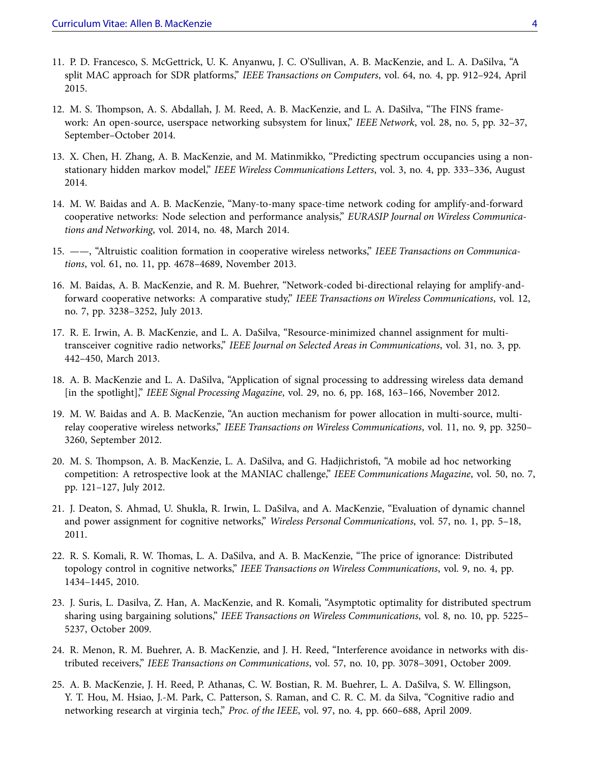11. P. D. Francesco, S. McGettrick, U. K. Anyanwu, J. C. O'Sullivan, A. B. MacKenzie, and L. A. DaSilva, "A split MAC approach for SDR platforms," *IEEE Transactions on Computers*, vol. 64, no. 4, pp. 912–924, April 2015.

12. M. S. Thompson, A. S. Abdallah, J. M. Reed, A. B. MacKenzie, and L. A. DaSilva, "The FINS framework: An open-source, userspace networking subsystem for linux," *IEEE Network*, vol. 28, no. 5, pp. 32–37, September–October 2014.

13. X. Chen, H. Zhang, A. B. MacKenzie, and M. Matinmikko, "Predicting spectrum occupancies using a non-stationary hidden markov model," *IEEE Wireless Communications Letters*, vol. 3, no. 4, pp. 333–336, August 2014.

14. M. W. Baidas and A. B. MacKenzie, "Many-to-many space-time network coding for amplify-and-forward cooperative networks: Node selection and performance analysis," *EURASIP Journal on Wireless Communications and Networking*, vol. 2014, no. 48, March 2014.

15. ——, "Altruistic coalition formation in cooperative wireless networks," *IEEE Transactions on Communications*, vol. 61, no. 11, pp. 4678–4689, November 2013.

16. M. Baidas, A. B. MacKenzie, and R. M. Buehrer, "Network-coded bi-directional relaying for amplify-and-forward cooperative networks: A comparative study," *IEEE Transactions on Wireless Communications*, vol. 12, no. 7, pp. 3238–3252, July 2013.

17. R. E. Irwin, A. B. MacKenzie, and L. A. DaSilva, "Resource-minimized channel assignment for multi-transceiver cognitive radio networks," *IEEE Journal on Selected Areas in Communications*, vol. 31, no. 3, pp. 442–450, March 2013.

18. A. B. MacKenzie and L. A. DaSilva, "Application of signal processing to addressing wireless data demand [in the spotlight]," *IEEE Signal Processing Magazine*, vol. 29, no. 6, pp. 168, 163–166, November 2012.

19. M. W. Baidas and A. B. MacKenzie, "An auction mechanism for power allocation in multi-source, multi-relay cooperative wireless networks," *IEEE Transactions on Wireless Communications*, vol. 11, no. 9, pp. 3250–3260, September 2012.

20. M. S. Thompson, A. B. MacKenzie, L. A. DaSilva, and G. Hadjichristofi, "A mobile ad hoc networking competition: A retrospective look at the MANIAC challenge," *IEEE Communications Magazine*, vol. 50, no. 7, pp. 121–127, July 2012.

21. J. Deaton, S. Ahmad, U. Shukla, R. Irwin, L. DaSilva, and A. MacKenzie, "Evaluation of dynamic channel and power assignment for cognitive networks," *Wireless Personal Communications*, vol. 57, no. 1, pp. 5–18, 2011.

22. R. S. Komali, R. W. Thomas, L. A. DaSilva, and A. B. MacKenzie, "The price of ignorance: Distributed topology control in cognitive networks," *IEEE Transactions on Wireless Communications*, vol. 9, no. 4, pp. 1434–1445, 2010.

23. J. Suris, L. Dasilva, Z. Han, A. MacKenzie, and R. Komali, "Asymptotic optimality for distributed spectrum sharing using bargaining solutions," *IEEE Transactions on Wireless Communications*, vol. 8, no. 10, pp. 5225–5237, October 2009.

24. R. Menon, R. M. Buehrer, A. B. MacKenzie, and J. H. Reed, "Interference avoidance in networks with distributed receivers," *IEEE Transactions on Communications*, vol. 57, no. 10, pp. 3078–3091, October 2009.

25. A. B. MacKenzie, J. H. Reed, P. Athanas, C. W. Bostian, R. M. Buehrer, L. A. DaSilva, S. W. Ellingson, Y. T. Hou, M. Hsiao, J.-M. Park, C. Patterson, S. Raman, and C. R. C. M. da Silva, "Cognitive radio and networking research at virginia tech," *Proc. of the IEEE*, vol. 97, no. 4, pp. 660–688, April 2009.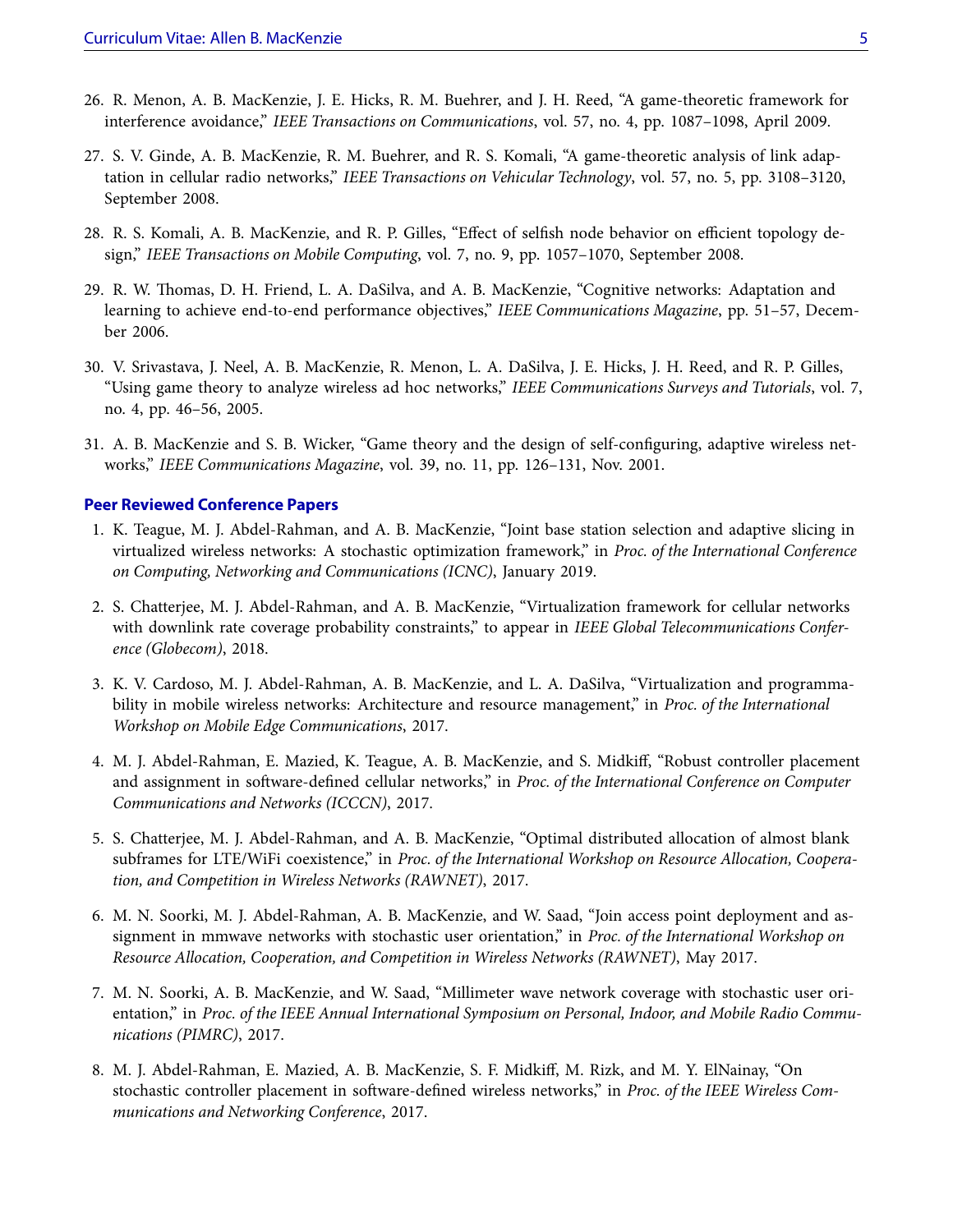26. R. Menon, A. B. MacKenzie, J. E. Hicks, R. M. Buehrer, and J. H. Reed, "A game-theoretic framework for interference avoidance," *IEEE Transactions on Communications*, vol. 57, no. 4, pp. 1087–1098, April 2009.

27. S. V. Ginde, A. B. MacKenzie, R. M. Buehrer, and R. S. Komali, "A game-theoretic analysis of link adaptation in cellular radio networks," *IEEE Transactions on Vehicular Technology*, vol. 57, no. 5, pp. 3108–3120, September 2008.

28. R. S. Komali, A. B. MacKenzie, and R. P. Gilles, "Effect of selfish node behavior on efficient topology design," *IEEE Transactions on Mobile Computing*, vol. 7, no. 9, pp. 1057–1070, September 2008.

29. R. W. Thomas, D. H. Friend, L. A. DaSilva, and A. B. MacKenzie, "Cognitive networks: Adaptation and learning to achieve end-to-end performance objectives," *IEEE Communications Magazine*, pp. 51–57, December 2006.

30. V. Srivastava, J. Neel, A. B. MacKenzie, R. Menon, L. A. DaSilva, J. E. Hicks, J. H. Reed, and R. P. Gilles, "Using game theory to analyze wireless ad hoc networks," *IEEE Communications Surveys and Tutorials*, vol. 7, no. 4, pp. 46–56, 2005.

31. A. B. MacKenzie and S. B. Wicker, "Game theory and the design of self-configuring, adaptive wireless networks," *IEEE Communications Magazine*, vol. 39, no. 11, pp. 126–131, Nov. 2001.

### Peer Reviewed Conference Papers

1. K. Teague, M. J. Abdel-Rahman, and A. B. MacKenzie, "Joint base station selection and adaptive slicing in virtualized wireless networks: A stochastic optimization framework," in *Proc. of the International Conference on Computing, Networking and Communications (ICNC)*, January 2019.

2. S. Chatterjee, M. J. Abdel-Rahman, and A. B. MacKenzie, "Virtualization framework for cellular networks with downlink rate coverage probability constraints," to appear in *IEEE Global Telecommunications Conference (Globecom)*, 2018.

3. K. V. Cardoso, M. J. Abdel-Rahman, A. B. MacKenzie, and L. A. DaSilva, "Virtualization and programmability in mobile wireless networks: Architecture and resource management," in *Proc. of the International Workshop on Mobile Edge Communications*, 2017.

4. M. J. Abdel-Rahman, E. Mazied, K. Teague, A. B. MacKenzie, and S. Midkiff, "Robust controller placement and assignment in software-defined cellular networks," in *Proc. of the International Conference on Computer Communications and Networks (ICCCN)*, 2017.

5. S. Chatterjee, M. J. Abdel-Rahman, and A. B. MacKenzie, "Optimal distributed allocation of almost blank subframes for LTE/WiFi coexistence," in *Proc. of the International Workshop on Resource Allocation, Cooperation, and Competition in Wireless Networks (RAWNET)*, 2017.

6. M. N. Soorki, M. J. Abdel-Rahman, A. B. MacKenzie, and W. Saad, "Join access point deployment and assignment in mmwave networks with stochastic user orientation," in *Proc. of the International Workshop on Resource Allocation, Cooperation, and Competition in Wireless Networks (RAWNET)*, May 2017.

7. M. N. Soorki, A. B. MacKenzie, and W. Saad, "Millimeter wave network coverage with stochastic user orientation," in *Proc. of the IEEE Annual International Symposium on Personal, Indoor, and Mobile Radio Communications (PIMRC)*, 2017.

8. M. J. Abdel-Rahman, E. Mazied, A. B. MacKenzie, S. F. Midkiff, M. Rizk, and M. Y. ElNainay, "On stochastic controller placement in software-defined wireless networks," in *Proc. of the IEEE Wireless Communications and Networking Conference*, 2017.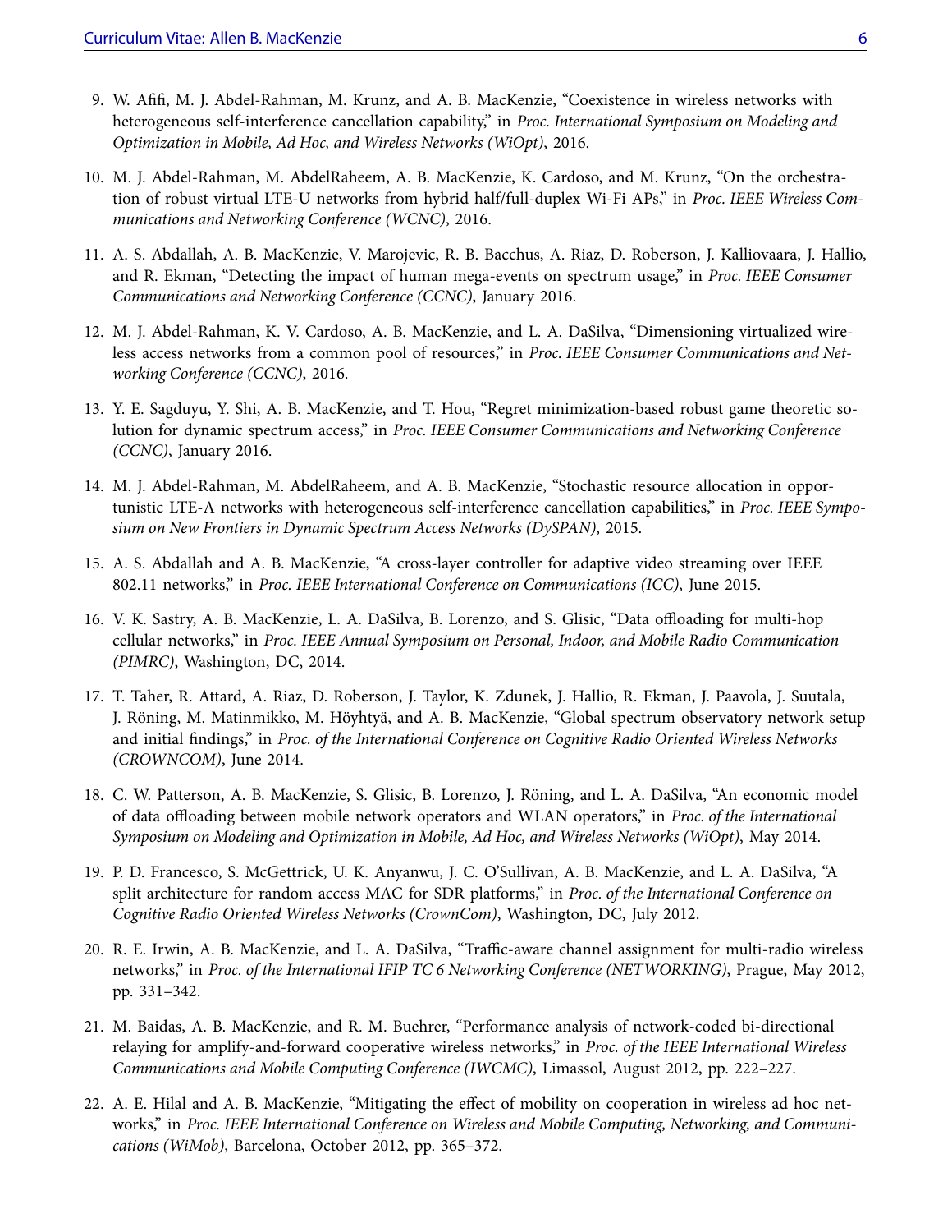9. W. Afifi, M. J. Abdel-Rahman, M. Krunz, and A. B. MacKenzie, "Coexistence in wireless networks with heterogeneous self-interference cancellation capability," in *Proc. International Symposium on Modeling and Optimization in Mobile, Ad Hoc, and Wireless Networks (WiOpt)*, 2016.

10. M. J. Abdel-Rahman, M. AbdelRaheem, A. B. MacKenzie, K. Cardoso, and M. Krunz, "On the orchestration of robust virtual LTE-U networks from hybrid half/full-duplex Wi-Fi APs," in *Proc. IEEE Wireless Communications and Networking Conference (WCNC)*, 2016.

11. A. S. Abdallah, A. B. MacKenzie, V. Marojevic, R. B. Bacchus, A. Riaz, D. Roberson, J. Kalliovaara, J. Hallio, and R. Ekman, "Detecting the impact of human mega-events on spectrum usage," in *Proc. IEEE Consumer Communications and Networking Conference (CCNC)*, January 2016.

12. M. J. Abdel-Rahman, K. V. Cardoso, A. B. MacKenzie, and L. A. DaSilva, "Dimensioning virtualized wireless access networks from a common pool of resources," in *Proc. IEEE Consumer Communications and Networking Conference (CCNC)*, 2016.

13. Y. E. Sagduyu, Y. Shi, A. B. MacKenzie, and T. Hou, "Regret minimization-based robust game theoretic solution for dynamic spectrum access," in *Proc. IEEE Consumer Communications and Networking Conference (CCNC)*, January 2016.

14. M. J. Abdel-Rahman, M. AbdelRaheem, and A. B. MacKenzie, "Stochastic resource allocation in opportunistic LTE-A networks with heterogeneous self-interference cancellation capabilities," in *Proc. IEEE Symposium on New Frontiers in Dynamic Spectrum Access Networks (DySPAN)*, 2015.

15. A. S. Abdallah and A. B. MacKenzie, "A cross-layer controller for adaptive video streaming over IEEE 802.11 networks," in *Proc. IEEE International Conference on Communications (ICC)*, June 2015.

16. V. K. Sastry, A. B. MacKenzie, L. A. DaSilva, B. Lorenzo, and S. Glisic, "Data offloading for multi-hop cellular networks," in *Proc. IEEE Annual Symposium on Personal, Indoor, and Mobile Radio Communication (PIMRC)*, Washington, DC, 2014.

17. T. Taher, R. Attard, A. Riaz, D. Roberson, J. Taylor, K. Zdunek, J. Hallio, R. Ekman, J. Paavola, J. Suutala, J. Röning, M. Matinmikko, M. Höyhtyä, and A. B. MacKenzie, "Global spectrum observatory network setup and initial findings," in *Proc. of the International Conference on Cognitive Radio Oriented Wireless Networks (CROWNCOM)*, June 2014.

18. C. W. Patterson, A. B. MacKenzie, S. Glisic, B. Lorenzo, J. Röning, and L. A. DaSilva, "An economic model of data offloading between mobile network operators and WLAN operators," in *Proc. of the International Symposium on Modeling and Optimization in Mobile, Ad Hoc, and Wireless Networks (WiOpt)*, May 2014.

19. P. D. Francesco, S. McGettrick, U. K. Anyanwu, J. C. O'Sullivan, A. B. MacKenzie, and L. A. DaSilva, "A split architecture for random access MAC for SDR platforms," in *Proc. of the International Conference on Cognitive Radio Oriented Wireless Networks (CrownCom)*, Washington, DC, July 2012.

20. R. E. Irwin, A. B. MacKenzie, and L. A. DaSilva, "Traffic-aware channel assignment for multi-radio wireless networks," in *Proc. of the International IFIP TC 6 Networking Conference (NETWORKING)*, Prague, May 2012, pp. 331–342.

21. M. Baidas, A. B. MacKenzie, and R. M. Buehrer, "Performance analysis of network-coded bi-directional relaying for amplify-and-forward cooperative wireless networks," in *Proc. of the IEEE International Wireless Communications and Mobile Computing Conference (IWCMC)*, Limassol, August 2012, pp. 222–227.

22. A. E. Hilal and A. B. MacKenzie, "Mitigating the effect of mobility on cooperation in wireless ad hoc networks," in *Proc. IEEE International Conference on Wireless and Mobile Computing, Networking, and Communications (WiMob)*, Barcelona, October 2012, pp. 365–372.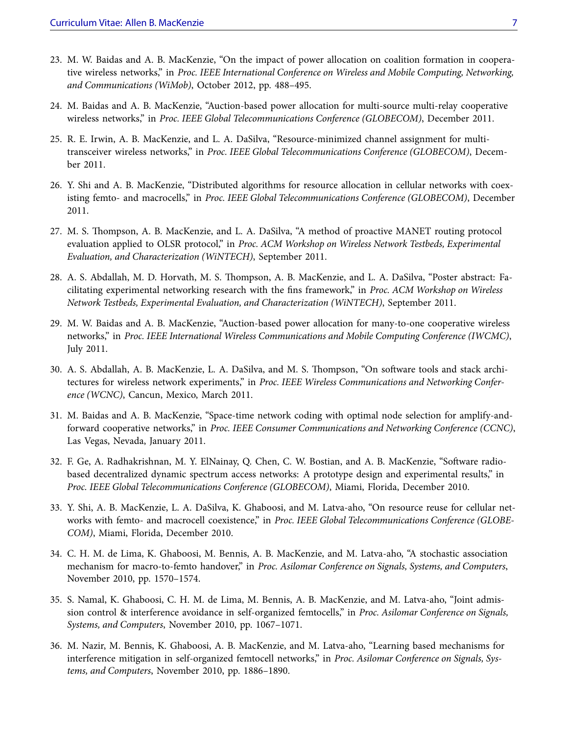23. M. W. Baidas and A. B. MacKenzie, "On the impact of power allocation on coalition formation in cooperative wireless networks," in *Proc. IEEE International Conference on Wireless and Mobile Computing, Networking, and Communications (WiMob)*, October 2012, pp. 488–495.

24. M. Baidas and A. B. MacKenzie, "Auction-based power allocation for multi-source multi-relay cooperative wireless networks," in *Proc. IEEE Global Telecommunications Conference (GLOBECOM)*, December 2011.

25. R. E. Irwin, A. B. MacKenzie, and L. A. DaSilva, "Resource-minimized channel assignment for multi-transceiver wireless networks," in *Proc. IEEE Global Telecommunications Conference (GLOBECOM)*, December 2011.

26. Y. Shi and A. B. MacKenzie, "Distributed algorithms for resource allocation in cellular networks with coexisting femto- and macrocells," in *Proc. IEEE Global Telecommunications Conference (GLOBECOM)*, December 2011.

27. M. S. Thompson, A. B. MacKenzie, and L. A. DaSilva, "A method of proactive MANET routing protocol evaluation applied to OLSR protocol," in *Proc. ACM Workshop on Wireless Network Testbeds, Experimental Evaluation, and Characterization (WiNTECH)*, September 2011.

28. A. S. Abdallah, M. D. Horvath, M. S. Thompson, A. B. MacKenzie, and L. A. DaSilva, "Poster abstract: Facilitating experimental networking research with the fins framework," in *Proc. ACM Workshop on Wireless Network Testbeds, Experimental Evaluation, and Characterization (WiNTECH)*, September 2011.

29. M. W. Baidas and A. B. MacKenzie, "Auction-based power allocation for many-to-one cooperative wireless networks," in *Proc. IEEE International Wireless Communications and Mobile Computing Conference (IWCMC)*, July 2011.

30. A. S. Abdallah, A. B. MacKenzie, L. A. DaSilva, and M. S. Thompson, "On software tools and stack architectures for wireless network experiments," in *Proc. IEEE Wireless Communications and Networking Conference (WCNC)*, Cancun, Mexico, March 2011.

31. M. Baidas and A. B. MacKenzie, "Space-time network coding with optimal node selection for amplify-and-forward cooperative networks," in *Proc. IEEE Consumer Communications and Networking Conference (CCNC)*, Las Vegas, Nevada, January 2011.

32. F. Ge, A. Radhakrishnan, M. Y. ElNainay, Q. Chen, C. W. Bostian, and A. B. MacKenzie, "Software radio-based decentralized dynamic spectrum access networks: A prototype design and experimental results," in *Proc. IEEE Global Telecommunications Conference (GLOBECOM)*, Miami, Florida, December 2010.

33. Y. Shi, A. B. MacKenzie, L. A. DaSilva, K. Ghaboosi, and M. Latva-aho, "On resource reuse for cellular networks with femto- and macrocell coexistence," in *Proc. IEEE Global Telecommunications Conference (GLOBECOM)*, Miami, Florida, December 2010.

34. C. H. M. de Lima, K. Ghaboosi, M. Bennis, A. B. MacKenzie, and M. Latva-aho, "A stochastic association mechanism for macro-to-femto handover," in *Proc. Asilomar Conference on Signals, Systems, and Computers*, November 2010, pp. 1570–1574.

35. S. Namal, K. Ghaboosi, C. H. M. de Lima, M. Bennis, A. B. MacKenzie, and M. Latva-aho, "Joint admission control & interference avoidance in self-organized femtocells," in *Proc. Asilomar Conference on Signals, Systems, and Computers*, November 2010, pp. 1067–1071.

36. M. Nazir, M. Bennis, K. Ghaboosi, A. B. MacKenzie, and M. Latva-aho, "Learning based mechanisms for interference mitigation in self-organized femtocell networks," in *Proc. Asilomar Conference on Signals, Systems, and Computers*, November 2010, pp. 1886–1890.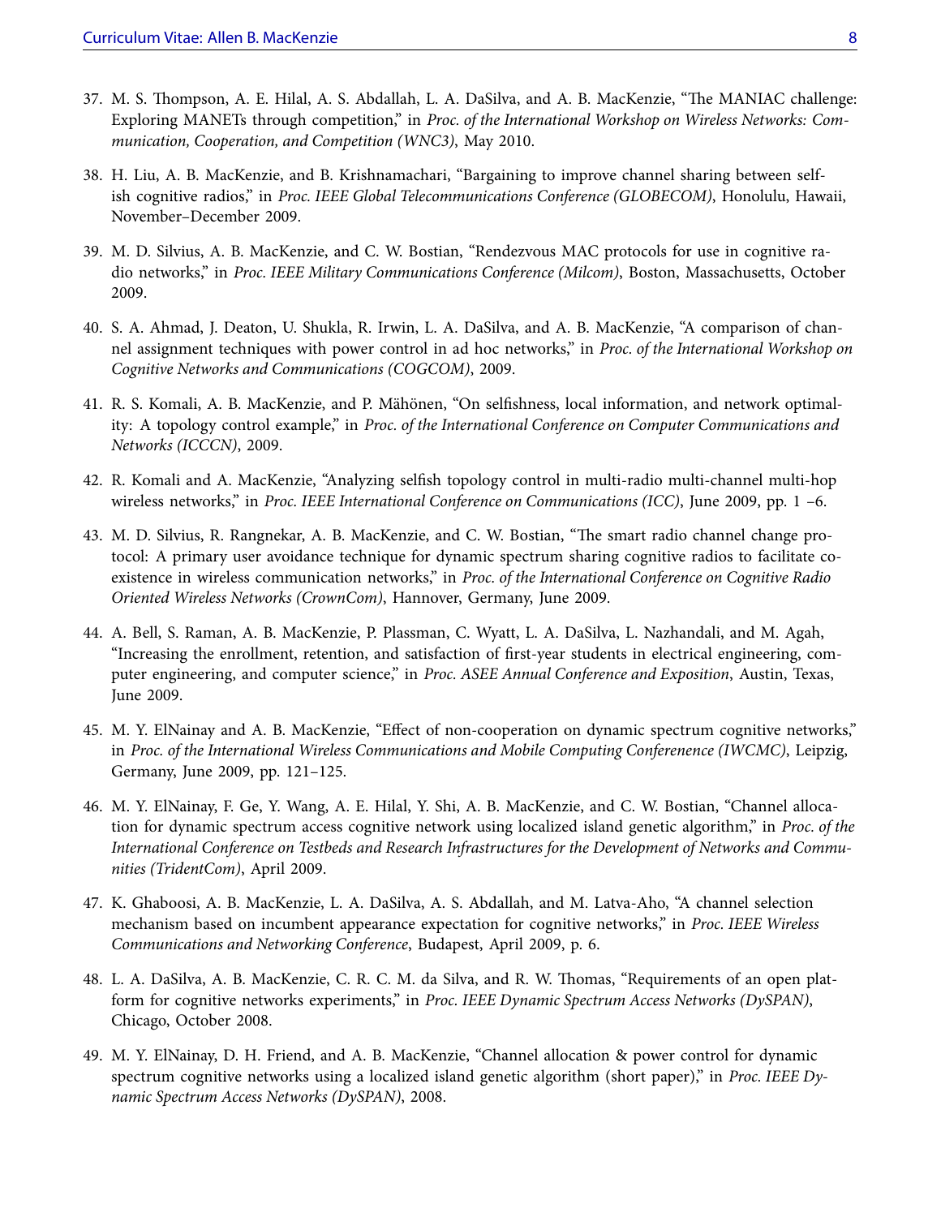37. M. S. Thompson, A. E. Hilal, A. S. Abdallah, L. A. DaSilva, and A. B. MacKenzie, "The MANIAC challenge: Exploring MANETs through competition," in *Proc. of the International Workshop on Wireless Networks: Communication, Cooperation, and Competition (WNC3)*, May 2010.

38. H. Liu, A. B. MacKenzie, and B. Krishnamachari, "Bargaining to improve channel sharing between selfish cognitive radios," in *Proc. IEEE Global Telecommunications Conference (GLOBECOM)*, Honolulu, Hawaii, November–December 2009.

39. M. D. Silvius, A. B. MacKenzie, and C. W. Bostian, "Rendezvous MAC protocols for use in cognitive radio networks," in *Proc. IEEE Military Communications Conference (Milcom)*, Boston, Massachusetts, October 2009.

40. S. A. Ahmad, J. Deaton, U. Shukla, R. Irwin, L. A. DaSilva, and A. B. MacKenzie, "A comparison of channel assignment techniques with power control in ad hoc networks," in *Proc. of the International Workshop on Cognitive Networks and Communications (COGCOM)*, 2009.

41. R. S. Komali, A. B. MacKenzie, and P. Mähönen, "On selfishness, local information, and network optimality: A topology control example," in *Proc. of the International Conference on Computer Communications and Networks (ICCCN)*, 2009.

42. R. Komali and A. MacKenzie, "Analyzing selfish topology control in multi-radio multi-channel multi-hop wireless networks," in *Proc. IEEE International Conference on Communications (ICC)*, June 2009, pp. 1 –6.

43. M. D. Silvius, R. Rangnekar, A. B. MacKenzie, and C. W. Bostian, "The smart radio channel change protocol: A primary user avoidance technique for dynamic spectrum sharing cognitive radios to facilitate coexistence in wireless communication networks," in *Proc. of the International Conference on Cognitive Radio Oriented Wireless Networks (CrownCom)*, Hannover, Germany, June 2009.

44. A. Bell, S. Raman, A. B. MacKenzie, P. Plassman, C. Wyatt, L. A. DaSilva, L. Nazhandali, and M. Agah, "Increasing the enrollment, retention, and satisfaction of first-year students in electrical engineering, computer engineering, and computer science," in *Proc. ASEE Annual Conference and Exposition*, Austin, Texas, June 2009.

45. M. Y. ElNainay and A. B. MacKenzie, "Effect of non-cooperation on dynamic spectrum cognitive networks," in *Proc. of the International Wireless Communications and Mobile Computing Conference (IWCMC)*, Leipzig, Germany, June 2009, pp. 121–125.

46. M. Y. ElNainay, F. Ge, Y. Wang, A. E. Hilal, Y. Shi, A. B. MacKenzie, and C. W. Bostian, "Channel allocation for dynamic spectrum access cognitive network using localized island genetic algorithm," in *Proc. of the International Conference on Testbeds and Research Infrastructures for the Development of Networks and Communities (TridentCom)*, April 2009.

47. K. Ghaboosi, A. B. MacKenzie, L. A. DaSilva, A. S. Abdallah, and M. Latva-Aho, "A channel selection mechanism based on incumbent appearance expectation for cognitive networks," in *Proc. IEEE Wireless Communications and Networking Conference*, Budapest, April 2009, p. 6.

48. L. A. DaSilva, A. B. MacKenzie, C. R. C. M. da Silva, and R. W. Thomas, "Requirements of an open platform for cognitive networks experiments," in *Proc. IEEE Dynamic Spectrum Access Networks (DySPAN)*, Chicago, October 2008.

49. M. Y. ElNainay, D. H. Friend, and A. B. MacKenzie, "Channel allocation & power control for dynamic spectrum cognitive networks using a localized island genetic algorithm (short paper)," in *Proc. IEEE Dynamic Spectrum Access Networks (DySPAN)*, 2008.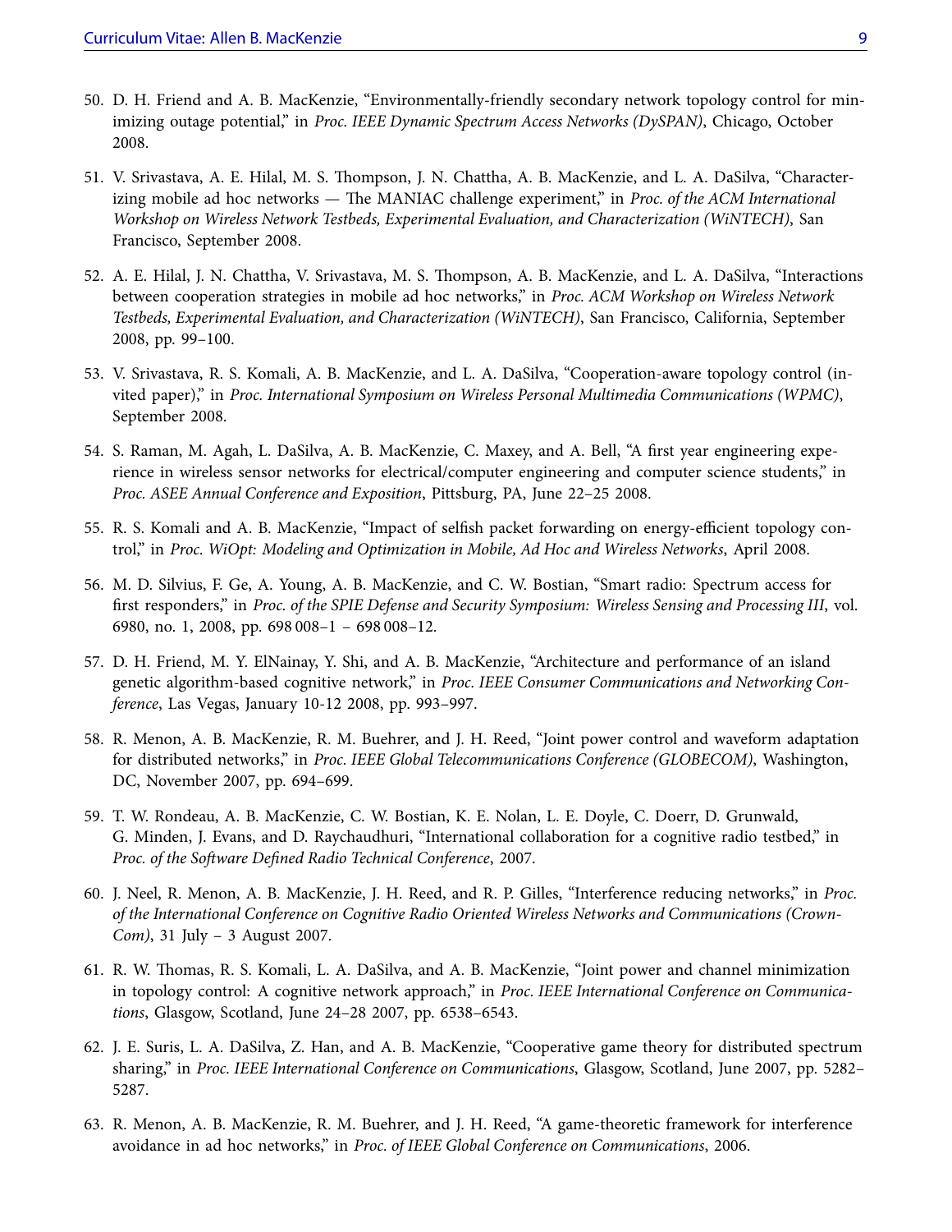50. D. H. Friend and A. B. MacKenzie, "Environmentally-friendly secondary network topology control for minimizing outage potential," in *Proc. IEEE Dynamic Spectrum Access Networks (DySPAN)*, Chicago, October 2008.

51. V. Srivastava, A. E. Hilal, M. S. Thompson, J. N. Chattha, A. B. MacKenzie, and L. A. DaSilva, "Characterizing mobile ad hoc networks — The MANIAC challenge experiment," in *Proc. of the ACM International Workshop on Wireless Network Testbeds, Experimental Evaluation, and Characterization (WiNTECH)*, San Francisco, September 2008.

52. A. E. Hilal, J. N. Chattha, V. Srivastava, M. S. Thompson, A. B. MacKenzie, and L. A. DaSilva, "Interactions between cooperation strategies in mobile ad hoc networks," in *Proc. ACM Workshop on Wireless Network Testbeds, Experimental Evaluation, and Characterization (WiNTECH)*, San Francisco, California, September 2008, pp. 99–100.

53. V. Srivastava, R. S. Komali, A. B. MacKenzie, and L. A. DaSilva, "Cooperation-aware topology control (invited paper)," in *Proc. International Symposium on Wireless Personal Multimedia Communications (WPMC)*, September 2008.

54. S. Raman, M. Agah, L. DaSilva, A. B. MacKenzie, C. Maxey, and A. Bell, "A first year engineering experience in wireless sensor networks for electrical/computer engineering and computer science students," in *Proc. ASEE Annual Conference and Exposition*, Pittsburg, PA, June 22–25 2008.

55. R. S. Komali and A. B. MacKenzie, "Impact of selfish packet forwarding on energy-efficient topology control," in *Proc. WiOpt: Modeling and Optimization in Mobile, Ad Hoc and Wireless Networks*, April 2008.

56. M. D. Silvius, F. Ge, A. Young, A. B. MacKenzie, and C. W. Bostian, "Smart radio: Spectrum access for first responders," in *Proc. of the SPIE Defense and Security Symposium: Wireless Sensing and Processing III*, vol. 6980, no. 1, 2008, pp. 698 008–1 – 698 008–12.

57. D. H. Friend, M. Y. ElNainay, Y. Shi, and A. B. MacKenzie, "Architecture and performance of an island genetic algorithm-based cognitive network," in *Proc. IEEE Consumer Communications and Networking Conference*, Las Vegas, January 10-12 2008, pp. 993–997.

58. R. Menon, A. B. MacKenzie, R. M. Buehrer, and J. H. Reed, "Joint power control and waveform adaptation for distributed networks," in *Proc. IEEE Global Telecommunications Conference (GLOBECOM)*, Washington, DC, November 2007, pp. 694–699.

59. T. W. Rondeau, A. B. MacKenzie, C. W. Bostian, K. E. Nolan, L. E. Doyle, C. Doerr, D. Grunwald, G. Minden, J. Evans, and D. Raychaudhuri, "International collaboration for a cognitive radio testbed," in *Proc. of the Software Defined Radio Technical Conference*, 2007.

60. J. Neel, R. Menon, A. B. MacKenzie, J. H. Reed, and R. P. Gilles, "Interference reducing networks," in *Proc. of the International Conference on Cognitive Radio Oriented Wireless Networks and Communications (CrownCom)*, 31 July – 3 August 2007.

61. R. W. Thomas, R. S. Komali, L. A. DaSilva, and A. B. MacKenzie, "Joint power and channel minimization in topology control: A cognitive network approach," in *Proc. IEEE International Conference on Communications*, Glasgow, Scotland, June 24–28 2007, pp. 6538–6543.

62. J. E. Suris, L. A. DaSilva, Z. Han, and A. B. MacKenzie, "Cooperative game theory for distributed spectrum sharing," in *Proc. IEEE International Conference on Communications*, Glasgow, Scotland, June 2007, pp. 5282–5287.

63. R. Menon, A. B. MacKenzie, R. M. Buehrer, and J. H. Reed, "A game-theoretic framework for interference avoidance in ad hoc networks," in *Proc. of IEEE Global Conference on Communications*, 2006.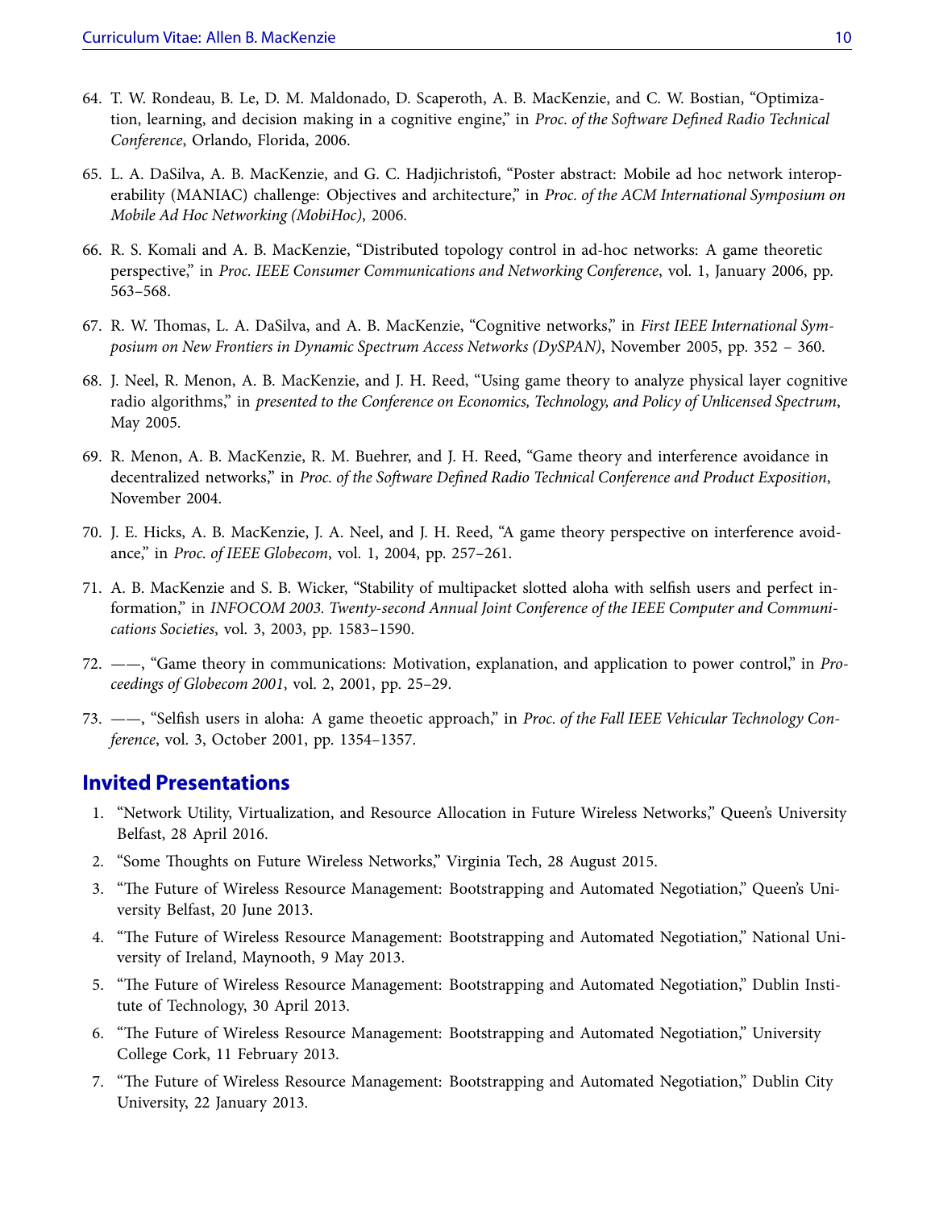64. T. W. Rondeau, B. Le, D. M. Maldonado, D. Scaperoth, A. B. MacKenzie, and C. W. Bostian, "Optimization, learning, and decision making in a cognitive engine," in *Proc. of the Software Defined Radio Technical Conference*, Orlando, Florida, 2006.

65. L. A. DaSilva, A. B. MacKenzie, and G. C. Hadjichristofi, "Poster abstract: Mobile ad hoc network interoperability (MANIAC) challenge: Objectives and architecture," in *Proc. of the ACM International Symposium on Mobile Ad Hoc Networking (MobiHoc)*, 2006.

66. R. S. Komali and A. B. MacKenzie, "Distributed topology control in ad-hoc networks: A game theoretic perspective," in *Proc. IEEE Consumer Communications and Networking Conference*, vol. 1, January 2006, pp. 563–568.

67. R. W. Thomas, L. A. DaSilva, and A. B. MacKenzie, "Cognitive networks," in *First IEEE International Symposium on New Frontiers in Dynamic Spectrum Access Networks (DySPAN)*, November 2005, pp. 352 – 360.

68. J. Neel, R. Menon, A. B. MacKenzie, and J. H. Reed, "Using game theory to analyze physical layer cognitive radio algorithms," in *presented to the Conference on Economics, Technology, and Policy of Unlicensed Spectrum*, May 2005.

69. R. Menon, A. B. MacKenzie, R. M. Buehrer, and J. H. Reed, "Game theory and interference avoidance in decentralized networks," in *Proc. of the Software Defined Radio Technical Conference and Product Exposition*, November 2004.

70. J. E. Hicks, A. B. MacKenzie, J. A. Neel, and J. H. Reed, "A game theory perspective on interference avoidance," in *Proc. of IEEE Globecom*, vol. 1, 2004, pp. 257–261.

71. A. B. MacKenzie and S. B. Wicker, "Stability of multipacket slotted aloha with selfish users and perfect information," in *INFOCOM 2003. Twenty-second Annual Joint Conference of the IEEE Computer and Communications Societies*, vol. 3, 2003, pp. 1583–1590.

72. ——, "Game theory in communications: Motivation, explanation, and application to power control," in *Proceedings of Globecom 2001*, vol. 2, 2001, pp. 25–29.

73. ——, "Selfish users in aloha: A game theoetic approach," in *Proc. of the Fall IEEE Vehicular Technology Conference*, vol. 3, October 2001, pp. 1354–1357.

## Invited Presentations

1. "Network Utility, Virtualization, and Resource Allocation in Future Wireless Networks," Queen's University Belfast, 28 April 2016.
2. "Some Thoughts on Future Wireless Networks," Virginia Tech, 28 August 2015.
3. "The Future of Wireless Resource Management: Bootstrapping and Automated Negotiation," Queen's University Belfast, 20 June 2013.
4. "The Future of Wireless Resource Management: Bootstrapping and Automated Negotiation," National University of Ireland, Maynooth, 9 May 2013.
5. "The Future of Wireless Resource Management: Bootstrapping and Automated Negotiation," Dublin Institute of Technology, 30 April 2013.
6. "The Future of Wireless Resource Management: Bootstrapping and Automated Negotiation," University College Cork, 11 February 2013.
7. "The Future of Wireless Resource Management: Bootstrapping and Automated Negotiation," Dublin City University, 22 January 2013.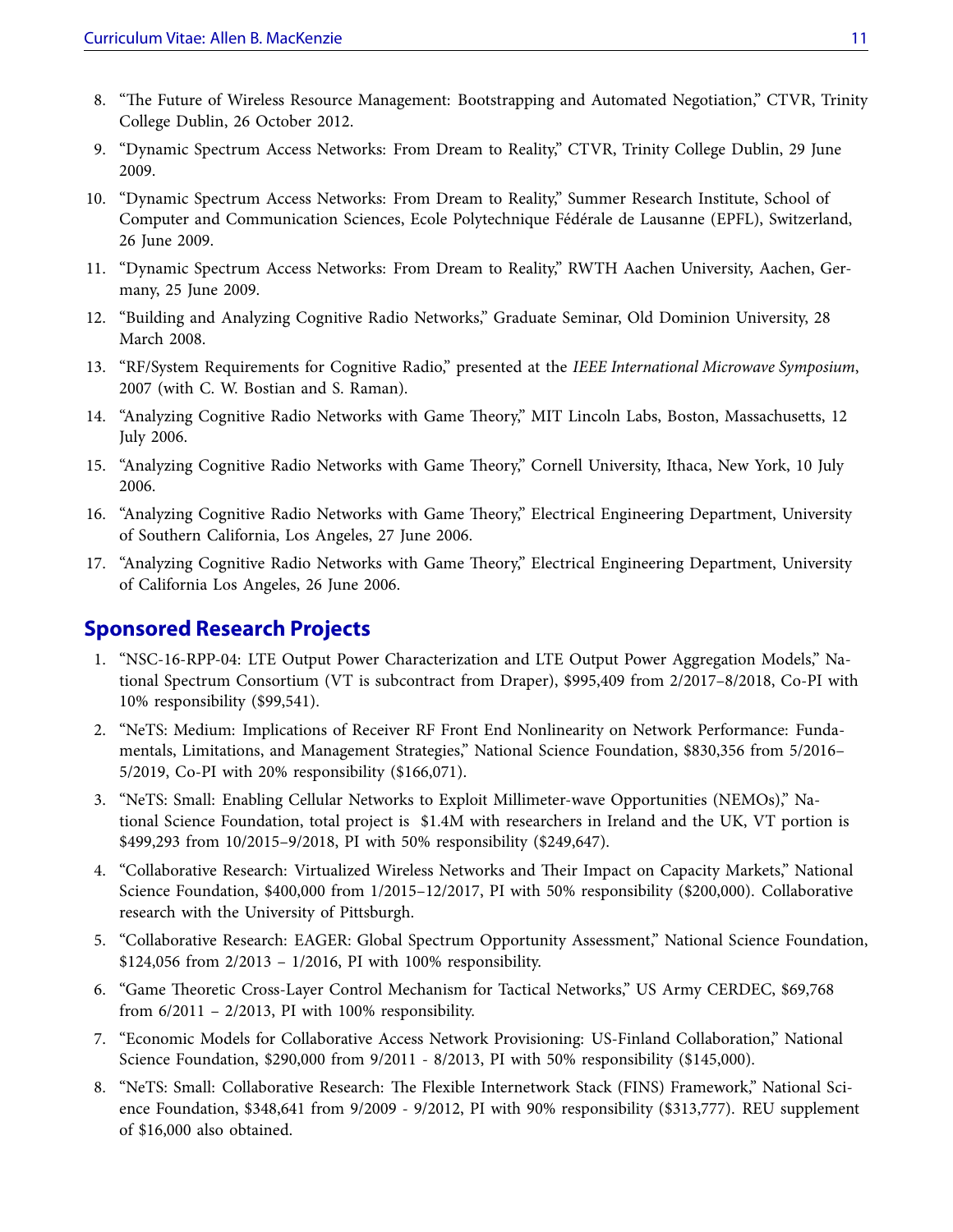8. "The Future of Wireless Resource Management: Bootstrapping and Automated Negotiation," CTVR, Trinity College Dublin, 26 October 2012.
9. "Dynamic Spectrum Access Networks: From Dream to Reality," CTVR, Trinity College Dublin, 29 June 2009.
10. "Dynamic Spectrum Access Networks: From Dream to Reality," Summer Research Institute, School of Computer and Communication Sciences, Ecole Polytechnique Fédérale de Lausanne (EPFL), Switzerland, 26 June 2009.
11. "Dynamic Spectrum Access Networks: From Dream to Reality," RWTH Aachen University, Aachen, Germany, 25 June 2009.
12. "Building and Analyzing Cognitive Radio Networks," Graduate Seminar, Old Dominion University, 28 March 2008.
13. "RF/System Requirements for Cognitive Radio," presented at the *IEEE International Microwave Symposium*, 2007 (with C. W. Bostian and S. Raman).
14. "Analyzing Cognitive Radio Networks with Game Theory," MIT Lincoln Labs, Boston, Massachusetts, 12 July 2006.
15. "Analyzing Cognitive Radio Networks with Game Theory," Cornell University, Ithaca, New York, 10 July 2006.
16. "Analyzing Cognitive Radio Networks with Game Theory," Electrical Engineering Department, University of Southern California, Los Angeles, 27 June 2006.
17. "Analyzing Cognitive Radio Networks with Game Theory," Electrical Engineering Department, University of California Los Angeles, 26 June 2006.

## Sponsored Research Projects

1. "NSC-16-RPP-04: LTE Output Power Characterization and LTE Output Power Aggregation Models," National Spectrum Consortium (VT is subcontract from Draper), $995,409 from 2/2017–8/2018, Co-PI with 10% responsibility ($99,541).
2. "NeTS: Medium: Implications of Receiver RF Front End Nonlinearity on Network Performance: Fundamentals, Limitations, and Management Strategies," National Science Foundation, $830,356 from 5/2016–5/2019, Co-PI with 20% responsibility ($166,071).
3. "NeTS: Small: Enabling Cellular Networks to Exploit Millimeter-wave Opportunities (NEMOs)," National Science Foundation, total project is $1.4M with researchers in Ireland and the UK, VT portion is $499,293 from 10/2015–9/2018, PI with 50% responsibility ($249,647).
4. "Collaborative Research: Virtualized Wireless Networks and Their Impact on Capacity Markets," National Science Foundation, $400,000 from 1/2015–12/2017, PI with 50% responsibility ($200,000). Collaborative research with the University of Pittsburgh.
5. "Collaborative Research: EAGER: Global Spectrum Opportunity Assessment," National Science Foundation, $124,056 from 2/2013 – 1/2016, PI with 100% responsibility.
6. "Game Theoretic Cross-Layer Control Mechanism for Tactical Networks," US Army CERDEC, $69,768 from 6/2011 – 2/2013, PI with 100% responsibility.
7. "Economic Models for Collaborative Access Network Provisioning: US-Finland Collaboration," National Science Foundation, $290,000 from 9/2011 - 8/2013, PI with 50% responsibility ($145,000).
8. "NeTS: Small: Collaborative Research: The Flexible Internetwork Stack (FINS) Framework," National Science Foundation, $348,641 from 9/2009 - 9/2012, PI with 90% responsibility ($313,777). REU supplement of $16,000 also obtained.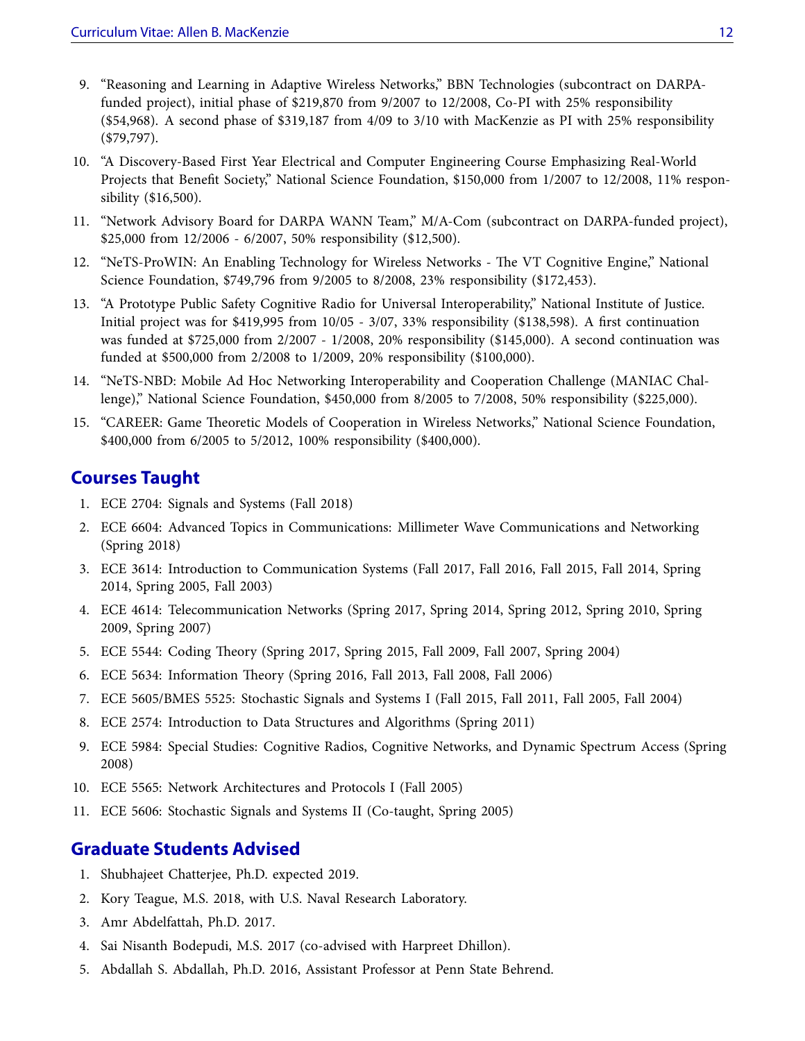9. "Reasoning and Learning in Adaptive Wireless Networks," BBN Technologies (subcontract on DARPA-funded project), initial phase of $219,870 from 9/2007 to 12/2008, Co-PI with 25% responsibility ($54,968). A second phase of $319,187 from 4/09 to 3/10 with MacKenzie as PI with 25% responsibility ($79,797).
10. "A Discovery-Based First Year Electrical and Computer Engineering Course Emphasizing Real-World Projects that Benefit Society," National Science Foundation, $150,000 from 1/2007 to 12/2008, 11% responsibility ($16,500).
11. "Network Advisory Board for DARPA WANN Team," M/A-Com (subcontract on DARPA-funded project), $25,000 from 12/2006 - 6/2007, 50% responsibility ($12,500).
12. "NeTS-ProWIN: An Enabling Technology for Wireless Networks - The VT Cognitive Engine," National Science Foundation, $749,796 from 9/2005 to 8/2008, 23% responsibility ($172,453).
13. "A Prototype Public Safety Cognitive Radio for Universal Interoperability," National Institute of Justice. Initial project was for $419,995 from 10/05 - 3/07, 33% responsibility ($138,598). A first continuation was funded at $725,000 from 2/2007 - 1/2008, 20% responsibility ($145,000). A second continuation was funded at $500,000 from 2/2008 to 1/2009, 20% responsibility ($100,000).
14. "NeTS-NBD: Mobile Ad Hoc Networking Interoperability and Cooperation Challenge (MANIAC Challenge)," National Science Foundation, $450,000 from 8/2005 to 7/2008, 50% responsibility ($225,000).
15. "CAREER: Game Theoretic Models of Cooperation in Wireless Networks," National Science Foundation, $400,000 from 6/2005 to 5/2012, 100% responsibility ($400,000).

## Courses Taught

1. ECE 2704: Signals and Systems (Fall 2018)
2. ECE 6604: Advanced Topics in Communications: Millimeter Wave Communications and Networking (Spring 2018)
3. ECE 3614: Introduction to Communication Systems (Fall 2017, Fall 2016, Fall 2015, Fall 2014, Spring 2014, Spring 2005, Fall 2003)
4. ECE 4614: Telecommunication Networks (Spring 2017, Spring 2014, Spring 2012, Spring 2010, Spring 2009, Spring 2007)
5. ECE 5544: Coding Theory (Spring 2017, Spring 2015, Fall 2009, Fall 2007, Spring 2004)
6. ECE 5634: Information Theory (Spring 2016, Fall 2013, Fall 2008, Fall 2006)
7. ECE 5605/BMES 5525: Stochastic Signals and Systems I (Fall 2015, Fall 2011, Fall 2005, Fall 2004)
8. ECE 2574: Introduction to Data Structures and Algorithms (Spring 2011)
9. ECE 5984: Special Studies: Cognitive Radios, Cognitive Networks, and Dynamic Spectrum Access (Spring 2008)
10. ECE 5565: Network Architectures and Protocols I (Fall 2005)
11. ECE 5606: Stochastic Signals and Systems II (Co-taught, Spring 2005)

## Graduate Students Advised

1. Shubhajeet Chatterjee, Ph.D. expected 2019.
2. Kory Teague, M.S. 2018, with U.S. Naval Research Laboratory.
3. Amr Abdelfattah, Ph.D. 2017.
4. Sai Nisanth Bodepudi, M.S. 2017 (co-advised with Harpreet Dhillon).
5. Abdallah S. Abdallah, Ph.D. 2016, Assistant Professor at Penn State Behrend.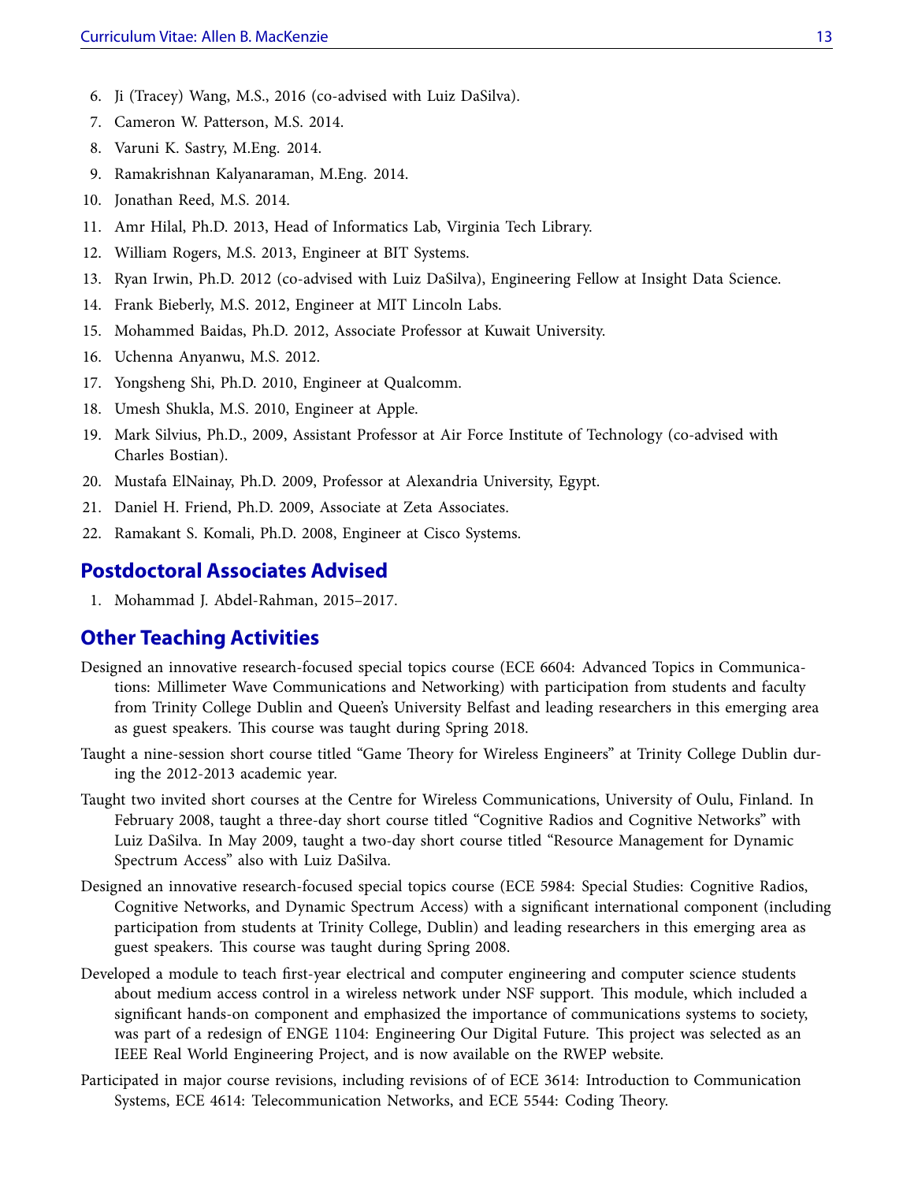6. Ji (Tracey) Wang, M.S., 2016 (co-advised with Luiz DaSilva).
7. Cameron W. Patterson, M.S. 2014.
8. Varuni K. Sastry, M.Eng. 2014.
9. Ramakrishnan Kalyanaraman, M.Eng. 2014.
10. Jonathan Reed, M.S. 2014.
11. Amr Hilal, Ph.D. 2013, Head of Informatics Lab, Virginia Tech Library.
12. William Rogers, M.S. 2013, Engineer at BIT Systems.
13. Ryan Irwin, Ph.D. 2012 (co-advised with Luiz DaSilva), Engineering Fellow at Insight Data Science.
14. Frank Bieberly, M.S. 2012, Engineer at MIT Lincoln Labs.
15. Mohammed Baidas, Ph.D. 2012, Associate Professor at Kuwait University.
16. Uchenna Anyanwu, M.S. 2012.
17. Yongsheng Shi, Ph.D. 2010, Engineer at Qualcomm.
18. Umesh Shukla, M.S. 2010, Engineer at Apple.
19. Mark Silvius, Ph.D., 2009, Assistant Professor at Air Force Institute of Technology (co-advised with Charles Bostian).
20. Mustafa ElNainay, Ph.D. 2009, Professor at Alexandria University, Egypt.
21. Daniel H. Friend, Ph.D. 2009, Associate at Zeta Associates.
22. Ramakant S. Komali, Ph.D. 2008, Engineer at Cisco Systems.

## Postdoctoral Associates Advised

1. Mohammad J. Abdel-Rahman, 2015–2017.

## Other Teaching Activities

Designed an innovative research-focused special topics course (ECE 6604: Advanced Topics in Communications: Millimeter Wave Communications and Networking) with participation from students and faculty from Trinity College Dublin and Queen's University Belfast and leading researchers in this emerging area as guest speakers. This course was taught during Spring 2018.

Taught a nine-session short course titled "Game Theory for Wireless Engineers" at Trinity College Dublin during the 2012-2013 academic year.

Taught two invited short courses at the Centre for Wireless Communications, University of Oulu, Finland. In February 2008, taught a three-day short course titled "Cognitive Radios and Cognitive Networks" with Luiz DaSilva. In May 2009, taught a two-day short course titled "Resource Management for Dynamic Spectrum Access" also with Luiz DaSilva.

Designed an innovative research-focused special topics course (ECE 5984: Special Studies: Cognitive Radios, Cognitive Networks, and Dynamic Spectrum Access) with a significant international component (including participation from students at Trinity College, Dublin) and leading researchers in this emerging area as guest speakers. This course was taught during Spring 2008.

Developed a module to teach first-year electrical and computer engineering and computer science students about medium access control in a wireless network under NSF support. This module, which included a significant hands-on component and emphasized the importance of communications systems to society, was part of a redesign of ENGE 1104: Engineering Our Digital Future. This project was selected as an IEEE Real World Engineering Project, and is now available on the RWEP website.

Participated in major course revisions, including revisions of of ECE 3614: Introduction to Communication Systems, ECE 4614: Telecommunication Networks, and ECE 5544: Coding Theory.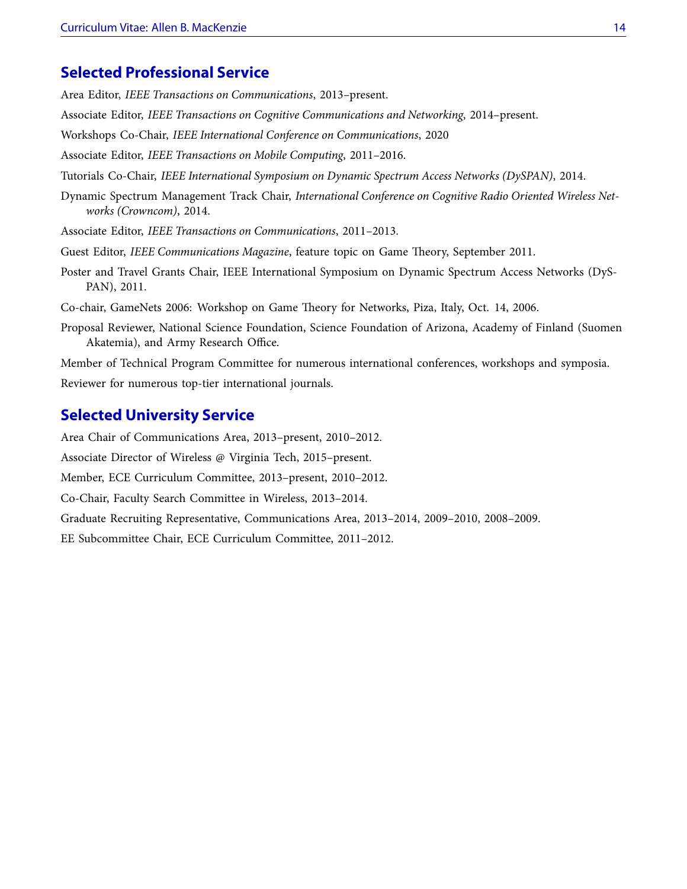## Selected Professional Service

Area Editor, *IEEE Transactions on Communications*, 2013–present.

Associate Editor, *IEEE Transactions on Cognitive Communications and Networking*, 2014–present.

Workshops Co-Chair, *IEEE International Conference on Communications*, 2020

Associate Editor, *IEEE Transactions on Mobile Computing*, 2011–2016.

Tutorials Co-Chair, *IEEE International Symposium on Dynamic Spectrum Access Networks (DySPAN)*, 2014.

Dynamic Spectrum Management Track Chair, *International Conference on Cognitive Radio Oriented Wireless Networks (Crowncom)*, 2014.

Associate Editor, *IEEE Transactions on Communications*, 2011–2013.

Guest Editor, *IEEE Communications Magazine*, feature topic on Game Theory, September 2011.

Poster and Travel Grants Chair, IEEE International Symposium on Dynamic Spectrum Access Networks (DySPAN), 2011.

Co-chair, GameNets 2006: Workshop on Game Theory for Networks, Piza, Italy, Oct. 14, 2006.

Proposal Reviewer, National Science Foundation, Science Foundation of Arizona, Academy of Finland (Suomen Akatemia), and Army Research Office.

Member of Technical Program Committee for numerous international conferences, workshops and symposia.

Reviewer for numerous top-tier international journals.

## Selected University Service

Area Chair of Communications Area, 2013–present, 2010–2012.

Associate Director of Wireless @ Virginia Tech, 2015–present.

Member, ECE Curriculum Committee, 2013–present, 2010–2012.

Co-Chair, Faculty Search Committee in Wireless, 2013–2014.

Graduate Recruiting Representative, Communications Area, 2013–2014, 2009–2010, 2008–2009.

EE Subcommittee Chair, ECE Curriculum Committee, 2011–2012.